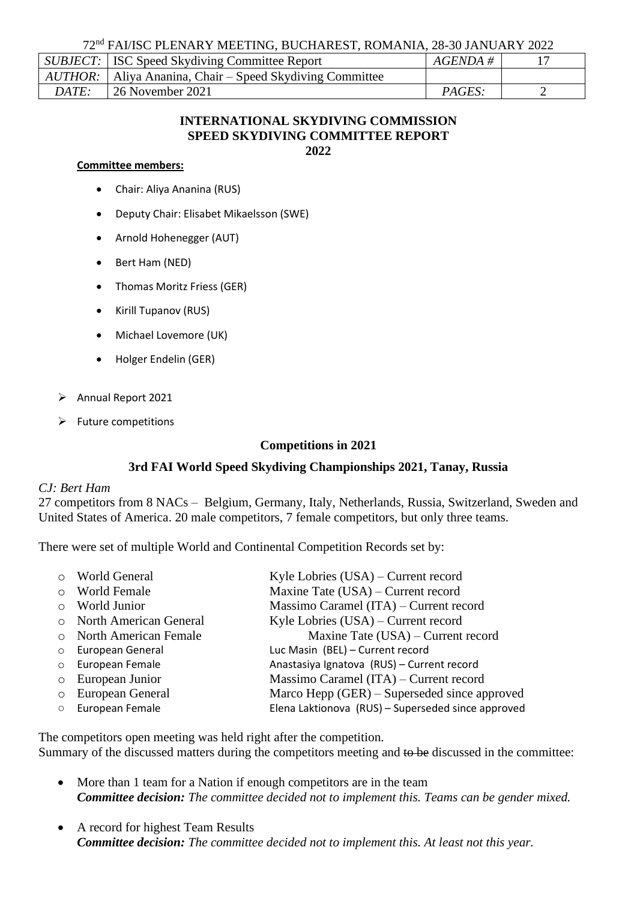72nd FAI/ISC PLENARY MEETING, BUCHAREST, ROMANIA, 28-30 JANUARY 2022

| *SUBJECT:* | ISC Speed Skydiving Committee Report | *AGENDA #* | 17 |
|---|---|---|---|
| *AUTHOR:* | Aliya Ananina, Chair – Speed Skydiving Committee | | |
| *DATE:* | 26 November 2021 | *PAGES:* | 2 |

# INTERNATIONAL SKYDIVING COMMISSION
# SPEED SKYDIVING COMMITTEE REPORT
# 2022

**Committee members:**

- Chair: Aliya Ananina (RUS)
- Deputy Chair: Elisabet Mikaelsson (SWE)
- Arnold Hohenegger (AUT)
- Bert Ham (NED)
- Thomas Moritz Friess (GER)
- Kirill Tupanov (RUS)
- Michael Lovemore (UK)
- Holger Endelin (GER)

- Annual Report 2021
- Future competitions

## Competitions in 2021

### 3rd FAI World Speed Skydiving Championships 2021, Tanay, Russia

*CJ: Bert Ham*

27 competitors from 8 NACs – Belgium, Germany, Italy, Netherlands, Russia, Switzerland, Sweden and United States of America. 20 male competitors, 7 female competitors, but only three teams.

There were set of multiple World and Continental Competition Records set by:

- World General — Kyle Lobries (USA) – Current record
- World Female — Maxine Tate (USA) – Current record
- World Junior — Massimo Caramel (ITA) – Current record
- North American General — Kyle Lobries (USA) – Current record
- North American Female — Maxine Tate (USA) – Current record
- European General — Luc Masin (BEL) – Current record
- European Female — Anastasiya Ignatova (RUS) – Current record
- European Junior — Massimo Caramel (ITA) – Current record
- European General — Marco Hepp (GER) – Superseded since approved
- European Female — Elena Laktionova (RUS) – Superseded since approved

The competitors open meeting was held right after the competition.
Summary of the discussed matters during the competitors meeting and ~~to be~~ discussed in the committee:

- More than 1 team for a Nation if enough competitors are in the team
  ***Committee decision:*** *The committee decided not to implement this. Teams can be gender mixed.*
- A record for highest Team Results
  ***Committee decision:*** *The committee decided not to implement this. At least not this year.*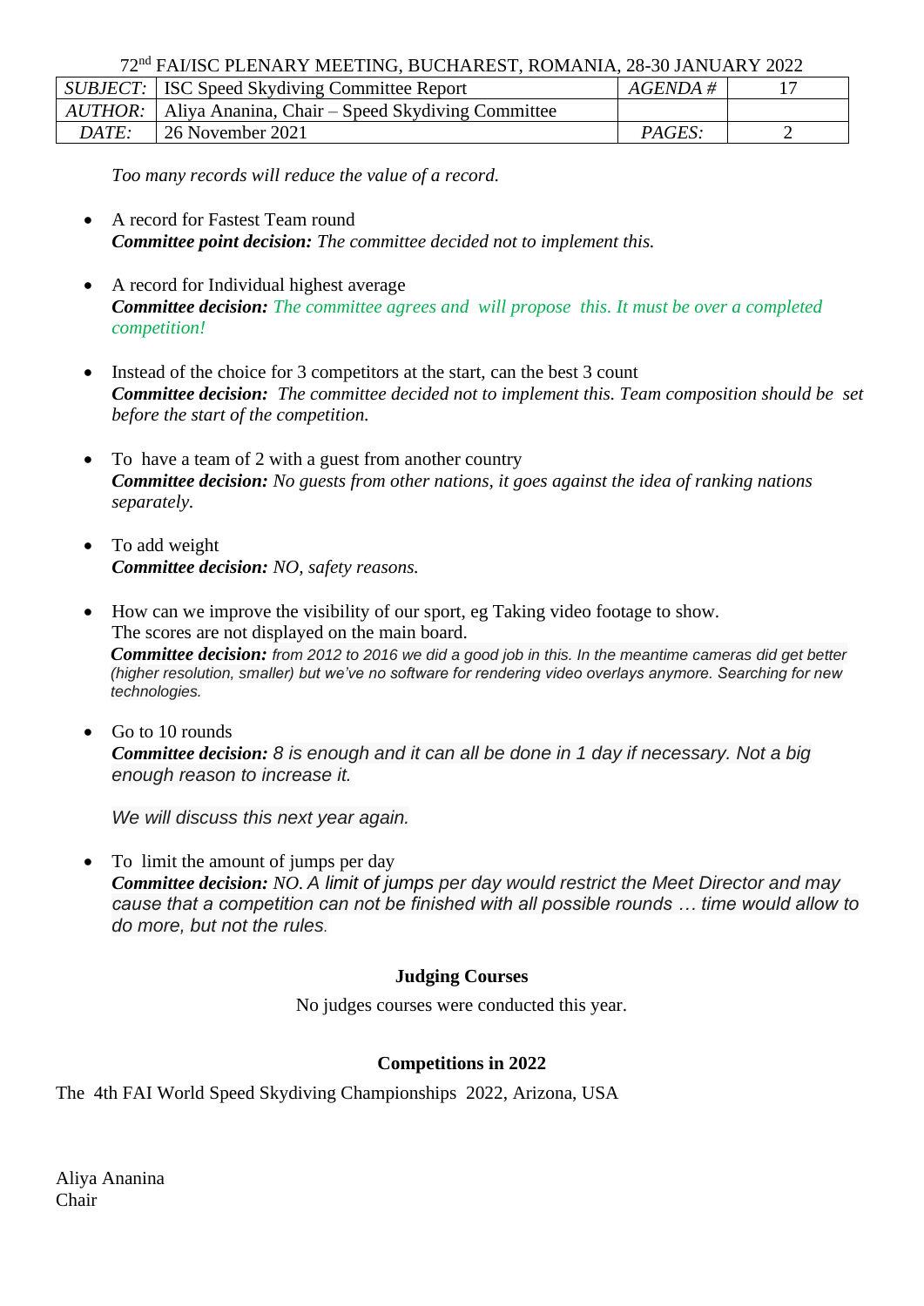| SUBJECT: | ISC Speed Skydiving Committee Report | AGENDA # | 17 |
|---|---|---|---|
| AUTHOR: | Aliya Ananina, Chair – Speed Skydiving Committee | | |
| DATE: | 26 November 2021 | PAGES: | 2 |

*Too many records will reduce the value of a record.*

- A record for Fastest Team round
  ***Committee point decision:*** *The committee decided not to implement this.*

- A record for Individual highest average
  ***Committee decision:*** *The committee agrees and will propose this. It must be over a completed competition!*

- Instead of the choice for 3 competitors at the start, can the best 3 count
  ***Committee decision:*** *The committee decided not to implement this. Team composition should be set before the start of the competition.*

- To have a team of 2 with a guest from another country
  ***Committee decision:*** *No guests from other nations, it goes against the idea of ranking nations separately.*

- To add weight
  ***Committee decision:*** *NO, safety reasons.*

- How can we improve the visibility of our sport, eg Taking video footage to show.
  The scores are not displayed on the main board.
  ***Committee decision:*** *from 2012 to 2016 we did a good job in this. In the meantime cameras did get better (higher resolution, smaller) but we've no software for rendering video overlays anymore. Searching for new technologies.*

- Go to 10 rounds
  ***Committee decision:*** *8 is enough and it can all be done in 1 day if necessary. Not a big enough reason to increase it.*

  *We will discuss this next year again.*

- To limit the amount of jumps per day
  ***Committee decision:*** *NO. A limit of jumps per day would restrict the Meet Director and may cause that a competition can not be finished with all possible rounds … time would allow to do more, but not the rules.*

**Judging Courses**

No judges courses were conducted this year.

**Competitions in 2022**

The 4th FAI World Speed Skydiving Championships 2022, Arizona, USA

Aliya Ananina
Chair